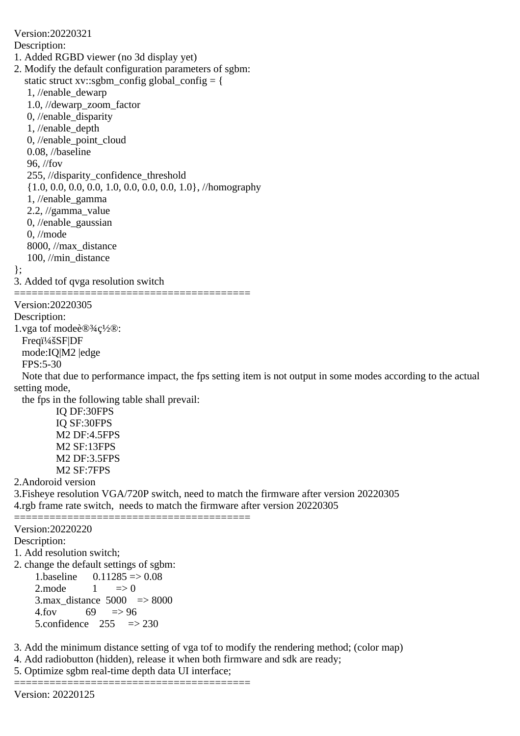Version:20220321
Description:
1. Added RGBD viewer (no 3d display yet)
2. Modify the default configuration parameters of sgbm:

```
static struct xv::sgbm_config global_config = {
 1, //enable_dewarp
 1.0, //dewarp_zoom_factor
 0, //enable_disparity
 1, //enable_depth
 0, //enable_point_cloud
 0.08, //baseline
 96, //fov
 255, //disparity_confidence_threshold
 {1.0, 0.0, 0.0, 0.0, 1.0, 0.0, 0.0, 0.0, 1.0}, //homography
 1, //enable_gamma
 2.2, //gamma_value
 0, //enable_gaussian
 0, //mode
 8000, //max_distance
 100, //min_distance
};
```

3. Added tof qvga resolution switch

========================================

Version:20220305
Description:
1.vga tof modeè®¾ç½®:
  Freqï¼šSF|DF
  mode:IQ|M2 |edge
  FPS:5-30
  Note that due to performance impact, the fps setting item is not output in some modes according to the actual setting mode,
  the fps in the following table shall prevail:
    IQ DF:30FPS
    IQ SF:30FPS
    M2 DF:4.5FPS
    M2 SF:13FPS
    M2 DF:3.5FPS
    M2 SF:7FPS
2.Andoroid version
3.Fisheye resolution VGA/720P switch, need to match the firmware after version 20220305
4.rgb frame rate switch,  needs to match the firmware after version 20220305

========================================

Version:20220220
Description:
1. Add resolution switch;
2. change the default settings of sgbm:
  1.baseline   0.11285 => 0.08
  2.mode    1   => 0
  3.max_distance  5000  => 8000
  4.fov    69   => 96
  5.confidence  255  => 230

3. Add the minimum distance setting of vga tof to modify the rendering method; (color map)
4. Add radiobutton (hidden), release it when both firmware and sdk are ready;
5. Optimize sgbm real-time depth data UI interface;

========================================

Version: 20220125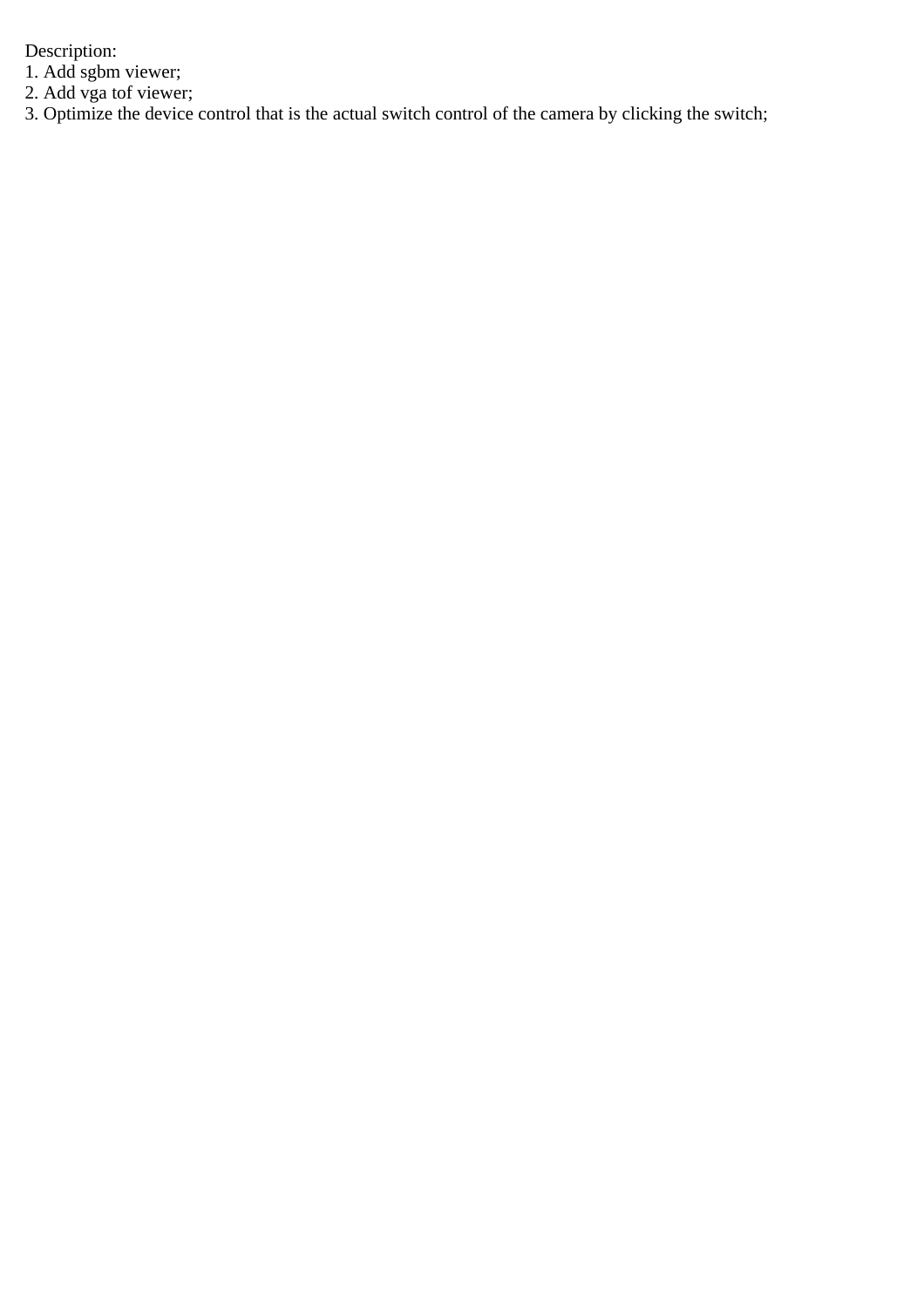Description:

1. Add sgbm viewer;
2. Add vga tof viewer;
3. Optimize the device control that is the actual switch control of the camera by clicking the switch;